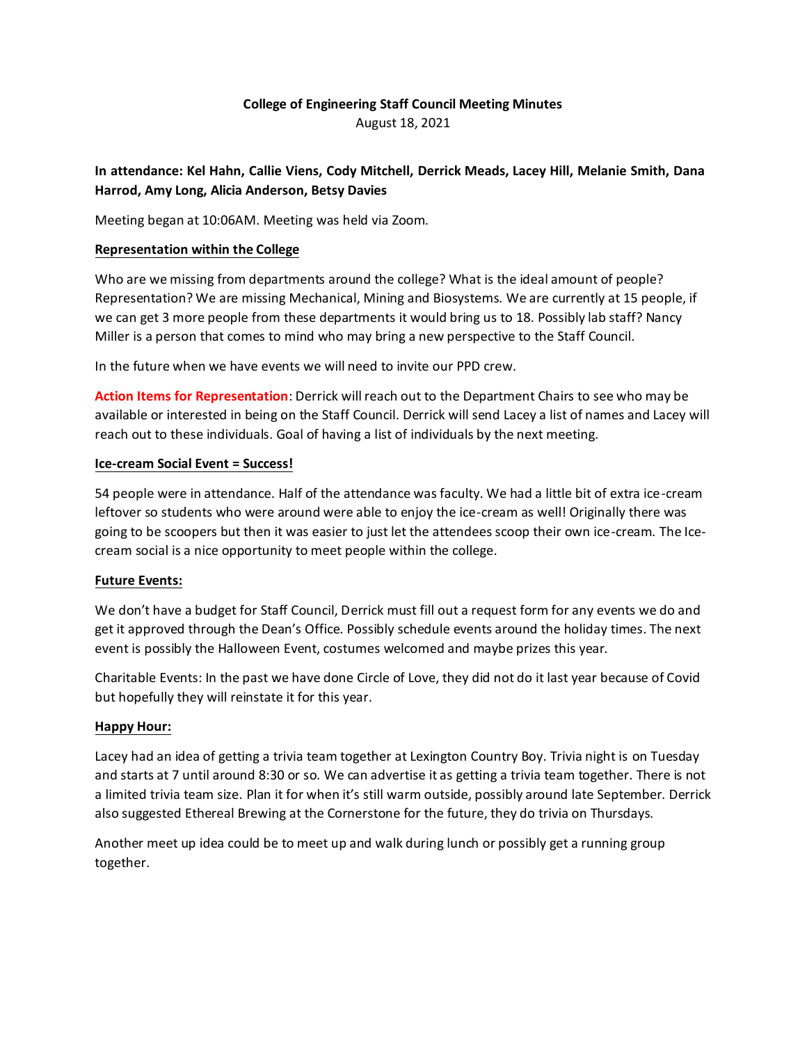# College of Engineering Staff Council Meeting Minutes

August 18, 2021

**In attendance: Kel Hahn, Callie Viens, Cody Mitchell, Derrick Meads, Lacey Hill, Melanie Smith, Dana Harrod, Amy Long, Alicia Anderson, Betsy Davies**

Meeting began at 10:06AM. Meeting was held via Zoom.

## Representation within the College

Who are we missing from departments around the college? What is the ideal amount of people? Representation? We are missing Mechanical, Mining and Biosystems. We are currently at 15 people, if we can get 3 more people from these departments it would bring us to 18. Possibly lab staff? Nancy Miller is a person that comes to mind who may bring a new perspective to the Staff Council.

In the future when we have events we will need to invite our PPD crew.

**Action Items for Representation**: Derrick will reach out to the Department Chairs to see who may be available or interested in being on the Staff Council. Derrick will send Lacey a list of names and Lacey will reach out to these individuals. Goal of having a list of individuals by the next meeting.

## Ice-cream Social Event = Success!

54 people were in attendance. Half of the attendance was faculty. We had a little bit of extra ice-cream leftover so students who were around were able to enjoy the ice-cream as well! Originally there was going to be scoopers but then it was easier to just let the attendees scoop their own ice-cream. The Ice-cream social is a nice opportunity to meet people within the college.

## Future Events:

We don't have a budget for Staff Council, Derrick must fill out a request form for any events we do and get it approved through the Dean's Office. Possibly schedule events around the holiday times. The next event is possibly the Halloween Event, costumes welcomed and maybe prizes this year.

Charitable Events: In the past we have done Circle of Love, they did not do it last year because of Covid but hopefully they will reinstate it for this year.

## Happy Hour:

Lacey had an idea of getting a trivia team together at Lexington Country Boy. Trivia night is on Tuesday and starts at 7 until around 8:30 or so. We can advertise it as getting a trivia team together. There is not a limited trivia team size. Plan it for when it's still warm outside, possibly around late September. Derrick also suggested Ethereal Brewing at the Cornerstone for the future, they do trivia on Thursdays.

Another meet up idea could be to meet up and walk during lunch or possibly get a running group together.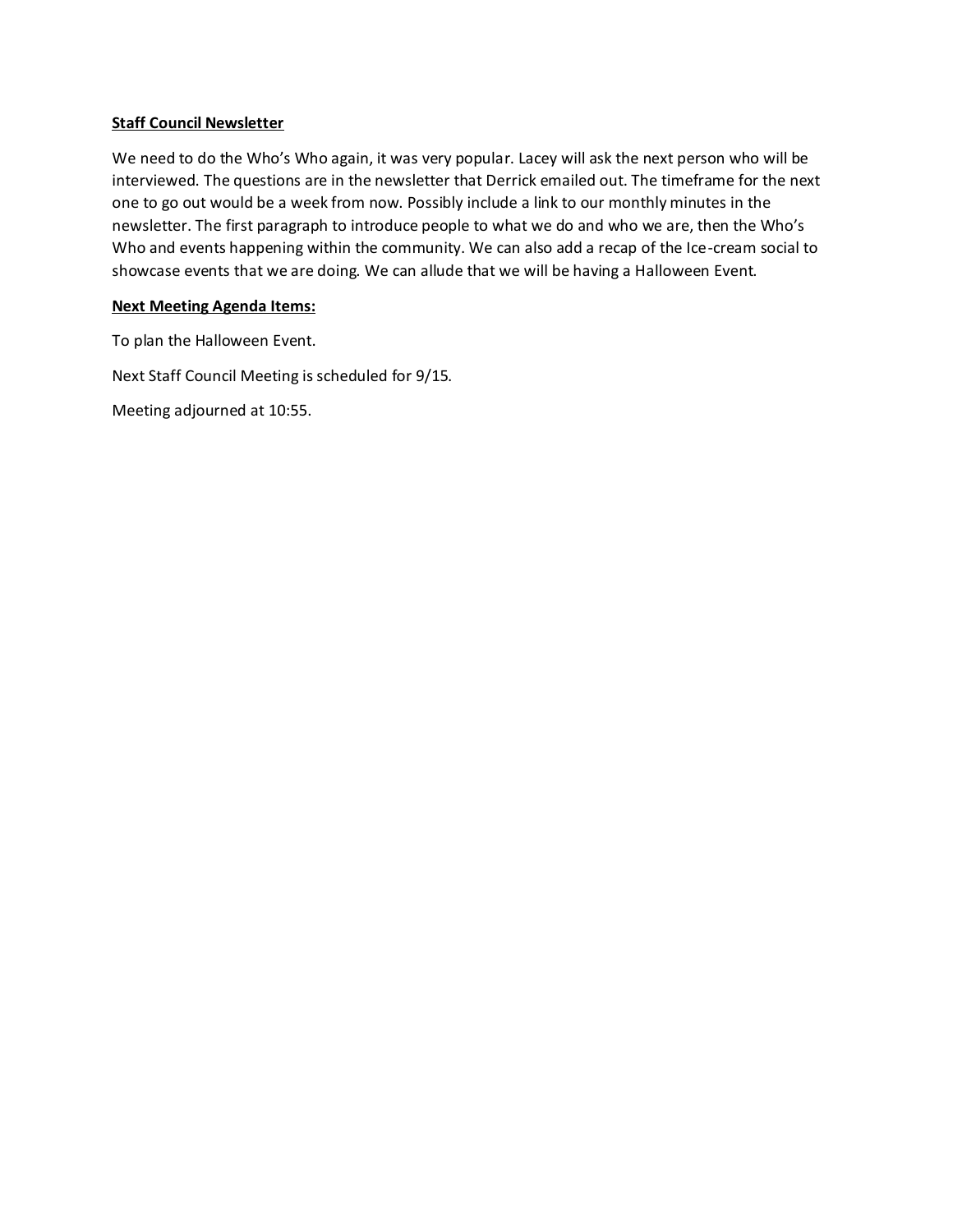**Staff Council Newsletter**

We need to do the Who's Who again, it was very popular. Lacey will ask the next person who will be interviewed. The questions are in the newsletter that Derrick emailed out. The timeframe for the next one to go out would be a week from now. Possibly include a link to our monthly minutes in the newsletter. The first paragraph to introduce people to what we do and who we are, then the Who's Who and events happening within the community. We can also add a recap of the Ice-cream social to showcase events that we are doing. We can allude that we will be having a Halloween Event.

**Next Meeting Agenda Items:**

To plan the Halloween Event.

Next Staff Council Meeting is scheduled for 9/15.

Meeting adjourned at 10:55.